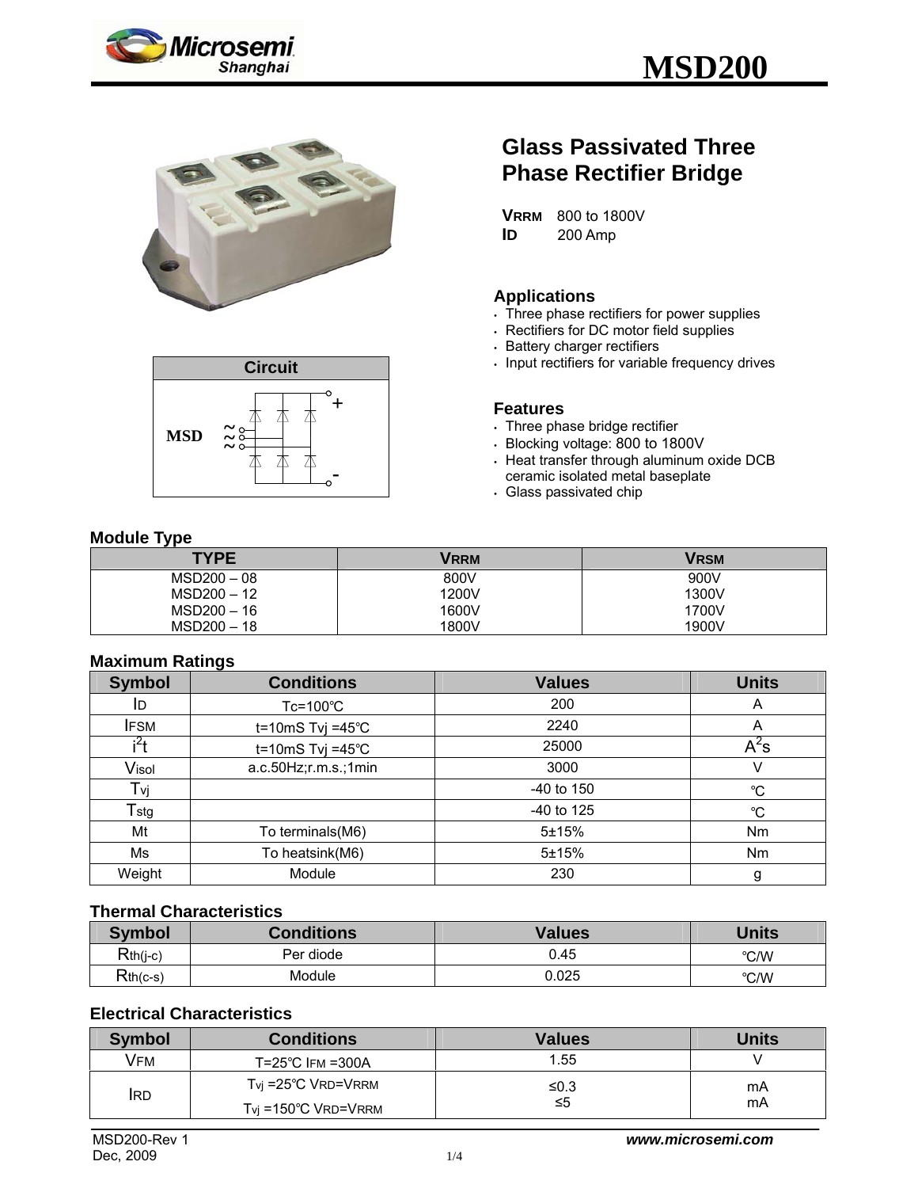# MSD200

## Glass Passivated Three Phase Rectifier Bridge

**$V_{RRM}$** 800 to 1800V
**$I_D$** 200 Amp

**Circuit**

MSD

### Applications

- Three phase rectifiers for power supplies
- Rectifiers for DC motor field supplies
- Battery charger rectifiers
- Input rectifiers for variable frequency drives

### Features

- Three phase bridge rectifier
- Blocking voltage: 800 to 1800V
- Heat transfer through aluminum oxide DCB ceramic isolated metal baseplate
- Glass passivated chip

### Module Type

| TYPE | $V_{RRM}$ | $V_{RSM}$ |
|---|---|---|
| MSD200 – 08 | 800V | 900V |
| MSD200 – 12 | 1200V | 1300V |
| MSD200 – 16 | 1600V | 1700V |
| MSD200 – 18 | 1800V | 1900V |

### Maximum Ratings

| Symbol | Conditions | Values | Units |
|---|---|---|---|
| $I_D$ | Tc=100℃ | 200 | A |
| $I_{FSM}$ | t=10mS Tvj =45℃ | 2240 | A |
| $i^2t$ | t=10mS Tvj =45℃ | 25000 | $A^2s$ |
| $V_{isol}$ | a.c.50Hz;r.m.s.;1min | 3000 | V |
| $T_{vj}$ | | -40 to 150 | ℃ |
| $T_{stg}$ | | -40 to 125 | ℃ |
| Mt | To terminals(M6) | 5±15% | Nm |
| Ms | To heatsink(M6) | 5±15% | Nm |
| Weight | Module | 230 | g |

### Thermal Characteristics

| Symbol | Conditions | Values | Units |
|---|---|---|---|
| $R_{th(j-c)}$ | Per diode | 0.45 | ℃/W |
| $R_{th(c-s)}$ | Module | 0.025 | ℃/W |

### Electrical Characteristics

| Symbol | Conditions | Values | Units |
|---|---|---|---|
| $V_{FM}$ | T=25℃ $I_{FM}$ =300A | 1.55 | V |
| $I_{RD}$ | $T_{vj}$ =25℃ $V_{RD}$=$V_{RRM}$ | ≤0.3 | mA |
| | $T_{vj}$ =150℃ $V_{RD}$=$V_{RRM}$ | ≤5 | mA |

MSD200-Rev 1
Dec, 2009

*www.microsemi.com*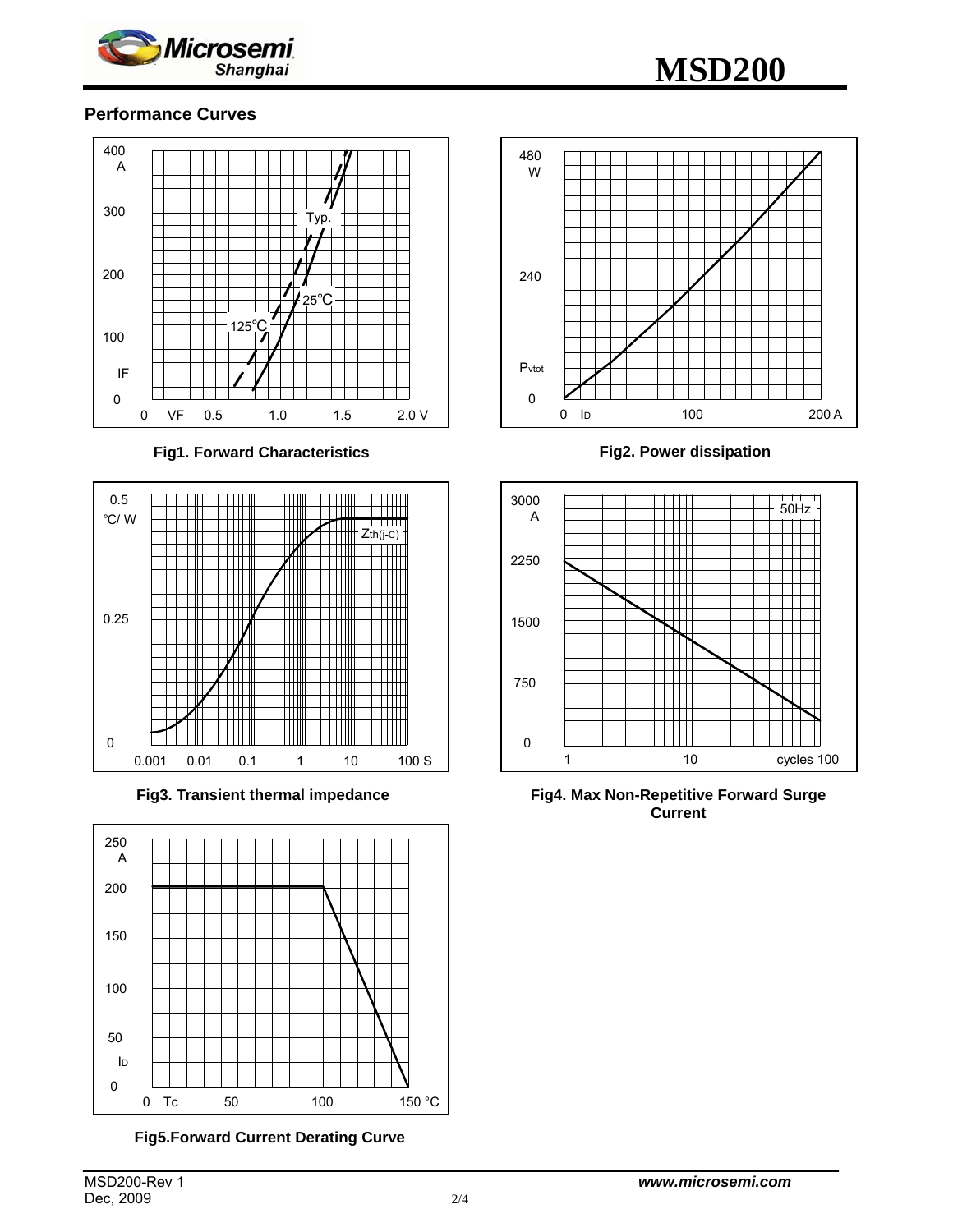## Performance Curves

**Fig1. Forward Characteristics**

**Fig2. Power dissipation**

**Fig3. Transient thermal impedance**

**Fig4. Max Non-Repetitive Forward Surge Current**

**Fig5.Forward Current Derating Curve**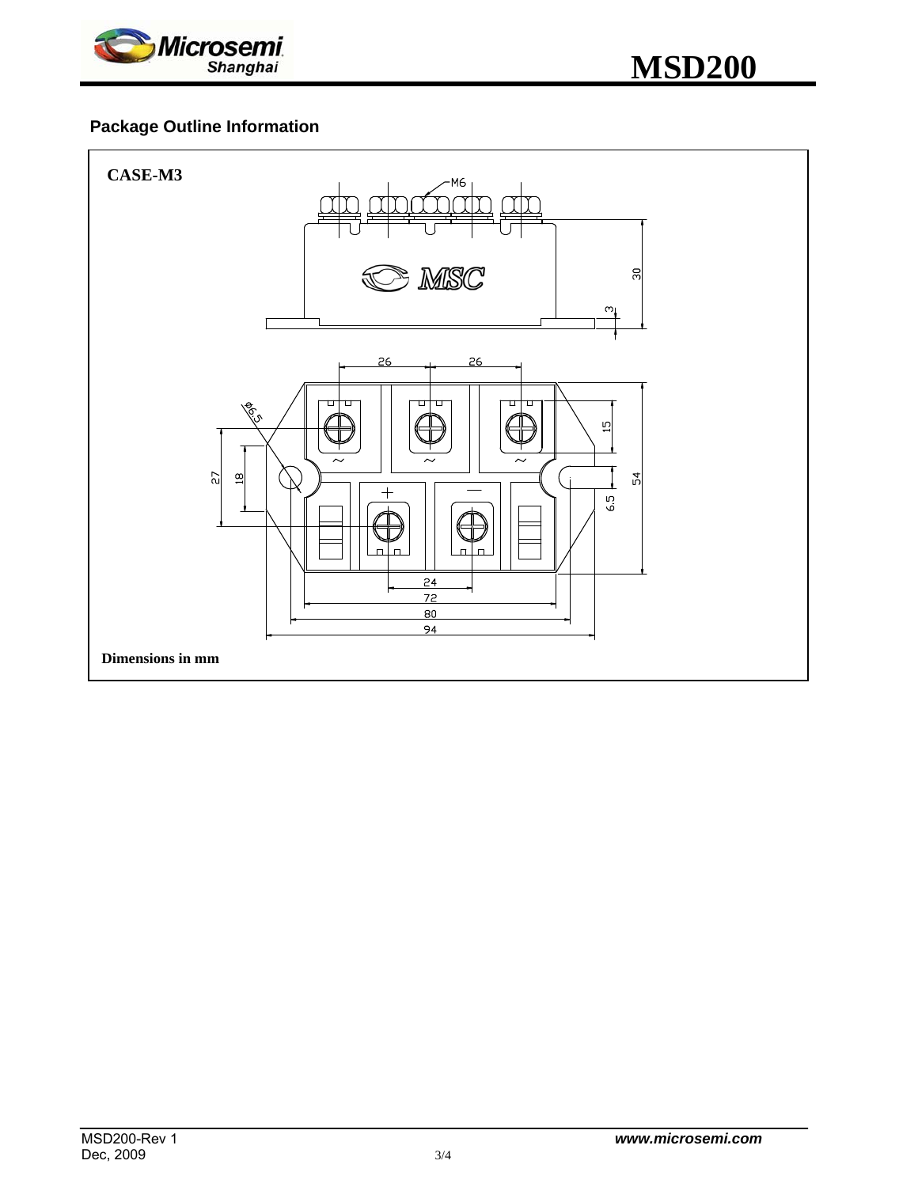## Package Outline Information

**CASE-M3**

M6

30

3

26

26

Φ6.5

15

27

18

54

6.5

24

72

80

94

**Dimensions in mm**